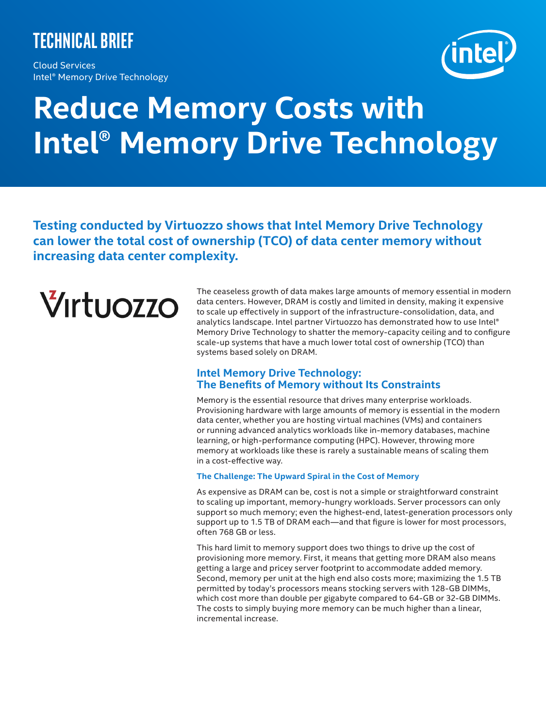TECHNICAL BRIEF

Cloud Services
Intel® Memory Drive Technology

# Reduce Memory Costs with Intel® Memory Drive Technology

**Testing conducted by Virtuozzo shows that Intel Memory Drive Technology can lower the total cost of ownership (TCO) of data center memory without increasing data center complexity.**

Virtuozzo

The ceaseless growth of data makes large amounts of memory essential in modern data centers. However, DRAM is costly and limited in density, making it expensive to scale up effectively in support of the infrastructure-consolidation, data, and analytics landscape. Intel partner Virtuozzo has demonstrated how to use Intel® Memory Drive Technology to shatter the memory-capacity ceiling and to configure scale-up systems that have a much lower total cost of ownership (TCO) than systems based solely on DRAM.

## Intel Memory Drive Technology: The Benefits of Memory without Its Constraints

Memory is the essential resource that drives many enterprise workloads. Provisioning hardware with large amounts of memory is essential in the modern data center, whether you are hosting virtual machines (VMs) and containers or running advanced analytics workloads like in-memory databases, machine learning, or high-performance computing (HPC). However, throwing more memory at workloads like these is rarely a sustainable means of scaling them in a cost-effective way.

### The Challenge: The Upward Spiral in the Cost of Memory

As expensive as DRAM can be, cost is not a simple or straightforward constraint to scaling up important, memory-hungry workloads. Server processors can only support so much memory; even the highest-end, latest-generation processors only support up to 1.5 TB of DRAM each—and that figure is lower for most processors, often 768 GB or less.

This hard limit to memory support does two things to drive up the cost of provisioning more memory. First, it means that getting more DRAM also means getting a large and pricey server footprint to accommodate added memory. Second, memory per unit at the high end also costs more; maximizing the 1.5 TB permitted by today's processors means stocking servers with 128-GB DIMMs, which cost more than double per gigabyte compared to 64-GB or 32-GB DIMMs. The costs to simply buying more memory can be much higher than a linear, incremental increase.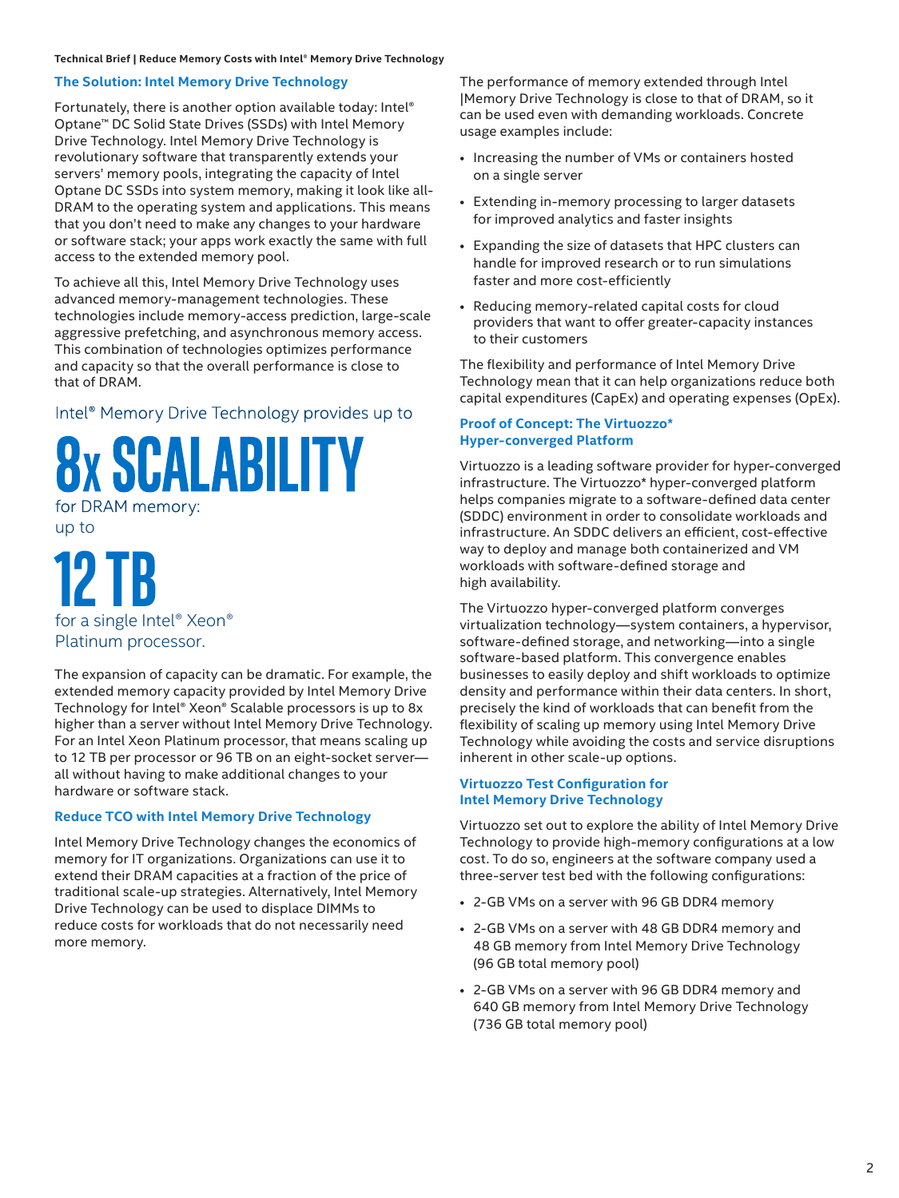## The Solution: Intel Memory Drive Technology

Fortunately, there is another option available today: Intel® Optane™ DC Solid State Drives (SSDs) with Intel Memory Drive Technology. Intel Memory Drive Technology is revolutionary software that transparently extends your servers' memory pools, integrating the capacity of Intel Optane DC SSDs into system memory, making it look like all-DRAM to the operating system and applications. This means that you don't need to make any changes to your hardware or software stack; your apps work exactly the same with full access to the extended memory pool.

To achieve all this, Intel Memory Drive Technology uses advanced memory-management technologies. These technologies include memory-access prediction, large-scale aggressive prefetching, and asynchronous memory access. This combination of technologies optimizes performance and capacity so that the overall performance is close to that of DRAM.

Intel® Memory Drive Technology provides up to

**8x SCALABILITY**

for DRAM memory: up to

**12 TB**

for a single Intel® Xeon® Platinum processor.

The expansion of capacity can be dramatic. For example, the extended memory capacity provided by Intel Memory Drive Technology for Intel® Xeon® Scalable processors is up to 8x higher than a server without Intel Memory Drive Technology. For an Intel Xeon Platinum processor, that means scaling up to 12 TB per processor or 96 TB on an eight-socket server—all without having to make additional changes to your hardware or software stack.

## Reduce TCO with Intel Memory Drive Technology

Intel Memory Drive Technology changes the economics of memory for IT organizations. Organizations can use it to extend their DRAM capacities at a fraction of the price of traditional scale-up strategies. Alternatively, Intel Memory Drive Technology can be used to displace DIMMs to reduce costs for workloads that do not necessarily need more memory.

The performance of memory extended through Intel |Memory Drive Technology is close to that of DRAM, so it can be used even with demanding workloads. Concrete usage examples include:

- Increasing the number of VMs or containers hosted on a single server
- Extending in-memory processing to larger datasets for improved analytics and faster insights
- Expanding the size of datasets that HPC clusters can handle for improved research or to run simulations faster and more cost-efficiently
- Reducing memory-related capital costs for cloud providers that want to offer greater-capacity instances to their customers

The flexibility and performance of Intel Memory Drive Technology mean that it can help organizations reduce both capital expenditures (CapEx) and operating expenses (OpEx).

## Proof of Concept: The Virtuozzo* Hyper-converged Platform

Virtuozzo is a leading software provider for hyper-converged infrastructure. The Virtuozzo* hyper-converged platform helps companies migrate to a software-defined data center (SDDC) environment in order to consolidate workloads and infrastructure. An SDDC delivers an efficient, cost-effective way to deploy and manage both containerized and VM workloads with software-defined storage and high availability.

The Virtuozzo hyper-converged platform converges virtualization technology—system containers, a hypervisor, software-defined storage, and networking—into a single software-based platform. This convergence enables businesses to easily deploy and shift workloads to optimize density and performance within their data centers. In short, precisely the kind of workloads that can benefit from the flexibility of scaling up memory using Intel Memory Drive Technology while avoiding the costs and service disruptions inherent in other scale-up options.

## Virtuozzo Test Configuration for Intel Memory Drive Technology

Virtuozzo set out to explore the ability of Intel Memory Drive Technology to provide high-memory configurations at a low cost. To do so, engineers at the software company used a three-server test bed with the following configurations:

- 2-GB VMs on a server with 96 GB DDR4 memory
- 2-GB VMs on a server with 48 GB DDR4 memory and 48 GB memory from Intel Memory Drive Technology (96 GB total memory pool)
- 2-GB VMs on a server with 96 GB DDR4 memory and 640 GB memory from Intel Memory Drive Technology (736 GB total memory pool)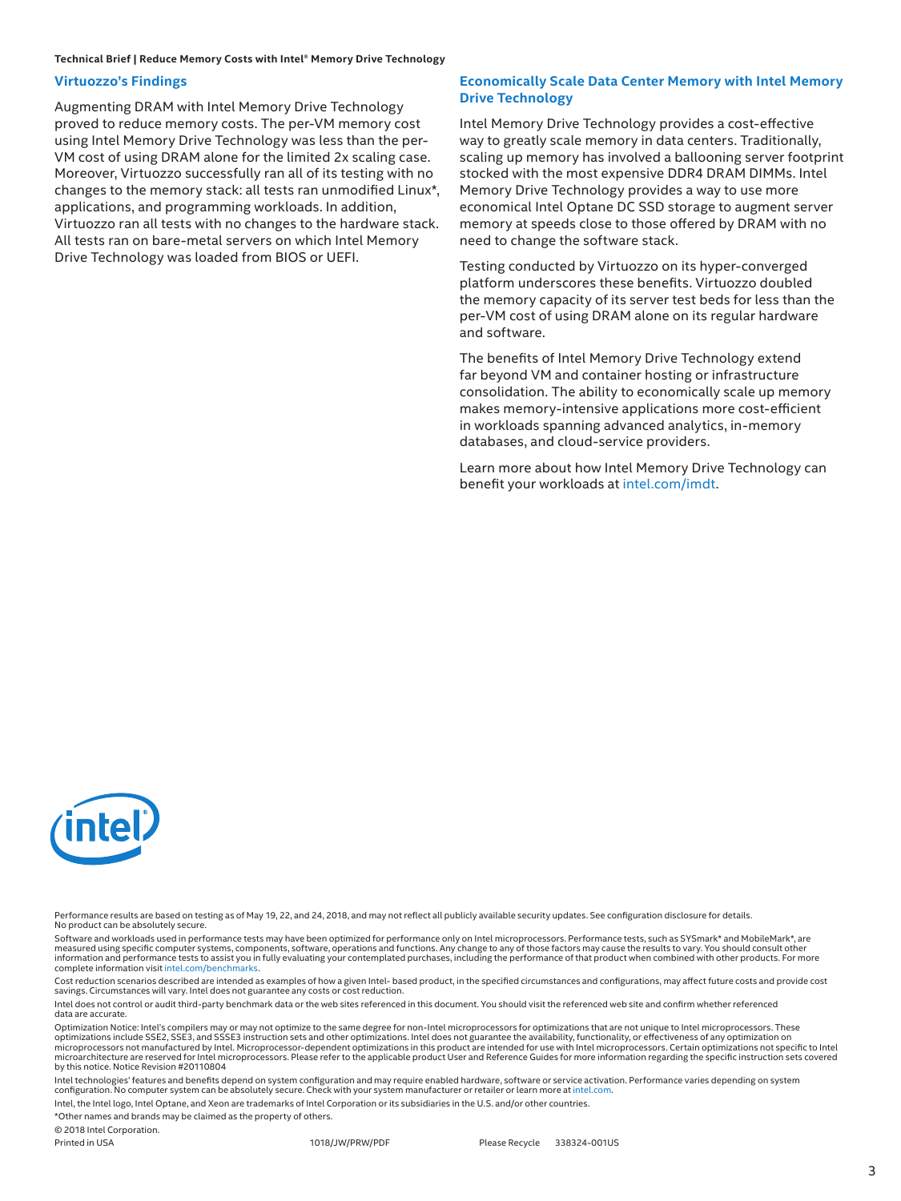## Virtuozzo's Findings

Augmenting DRAM with Intel Memory Drive Technology proved to reduce memory costs. The per-VM memory cost using Intel Memory Drive Technology was less than the per-VM cost of using DRAM alone for the limited 2x scaling case. Moreover, Virtuozzo successfully ran all of its testing with no changes to the memory stack: all tests ran unmodified Linux*, applications, and programming workloads. In addition, Virtuozzo ran all tests with no changes to the hardware stack. All tests ran on bare-metal servers on which Intel Memory Drive Technology was loaded from BIOS or UEFI.

## Economically Scale Data Center Memory with Intel Memory Drive Technology

Intel Memory Drive Technology provides a cost-effective way to greatly scale memory in data centers. Traditionally, scaling up memory has involved a ballooning server footprint stocked with the most expensive DDR4 DRAM DIMMs. Intel Memory Drive Technology provides a way to use more economical Intel Optane DC SSD storage to augment server memory at speeds close to those offered by DRAM with no need to change the software stack.

Testing conducted by Virtuozzo on its hyper-converged platform underscores these benefits. Virtuozzo doubled the memory capacity of its server test beds for less than the per-VM cost of using DRAM alone on its regular hardware and software.

The benefits of Intel Memory Drive Technology extend far beyond VM and container hosting or infrastructure consolidation. The ability to economically scale up memory makes memory-intensive applications more cost-efficient in workloads spanning advanced analytics, in-memory databases, and cloud-service providers.

Learn more about how Intel Memory Drive Technology can benefit your workloads at intel.com/imdt.

Performance results are based on testing as of May 19, 22, and 24, 2018, and may not reflect all publicly available security updates. See configuration disclosure for details. No product can be absolutely secure.

Software and workloads used in performance tests may have been optimized for performance only on Intel microprocessors. Performance tests, such as SYSmark* and MobileMark*, are measured using specific computer systems, components, software, operations and functions. Any change to any of those factors may cause the results to vary. You should consult other information and performance tests to assist you in fully evaluating your contemplated purchases, including the performance of that product when combined with other products. For more complete information visit intel.com/benchmarks.

Cost reduction scenarios described are intended as examples of how a given Intel- based product, in the specified circumstances and configurations, may affect future costs and provide cost savings. Circumstances will vary. Intel does not guarantee any costs or cost reduction.

Intel does not control or audit third-party benchmark data or the web sites referenced in this document. You should visit the referenced web site and confirm whether referenced data are accurate.

Optimization Notice: Intel's compilers may or may not optimize to the same degree for non-Intel microprocessors for optimizations that are not unique to Intel microprocessors. These optimizations include SSE2, SSE3, and SSSE3 instruction sets and other optimizations. Intel does not guarantee the availability, functionality, or effectiveness of any optimization on microprocessors not manufactured by Intel. Microprocessor-dependent optimizations in this product are intended for use with Intel microprocessors. Certain optimizations not specific to Intel microarchitecture are reserved for Intel microprocessors. Please refer to the applicable product User and Reference Guides for more information regarding the specific instruction sets covered by this notice. Notice Revision #20110804

Intel technologies' features and benefits depend on system configuration and may require enabled hardware, software or service activation. Performance varies depending on system configuration. No computer system can be absolutely secure. Check with your system manufacturer or retailer or learn more at intel.com.

Intel, the Intel logo, Intel Optane, and Xeon are trademarks of Intel Corporation or its subsidiaries in the U.S. and/or other countries.

*Other names and brands may be claimed as the property of others.

© 2018 Intel Corporation.

Printed in USA 1018/JW/PRW/PDF Please Recycle 338324-001US